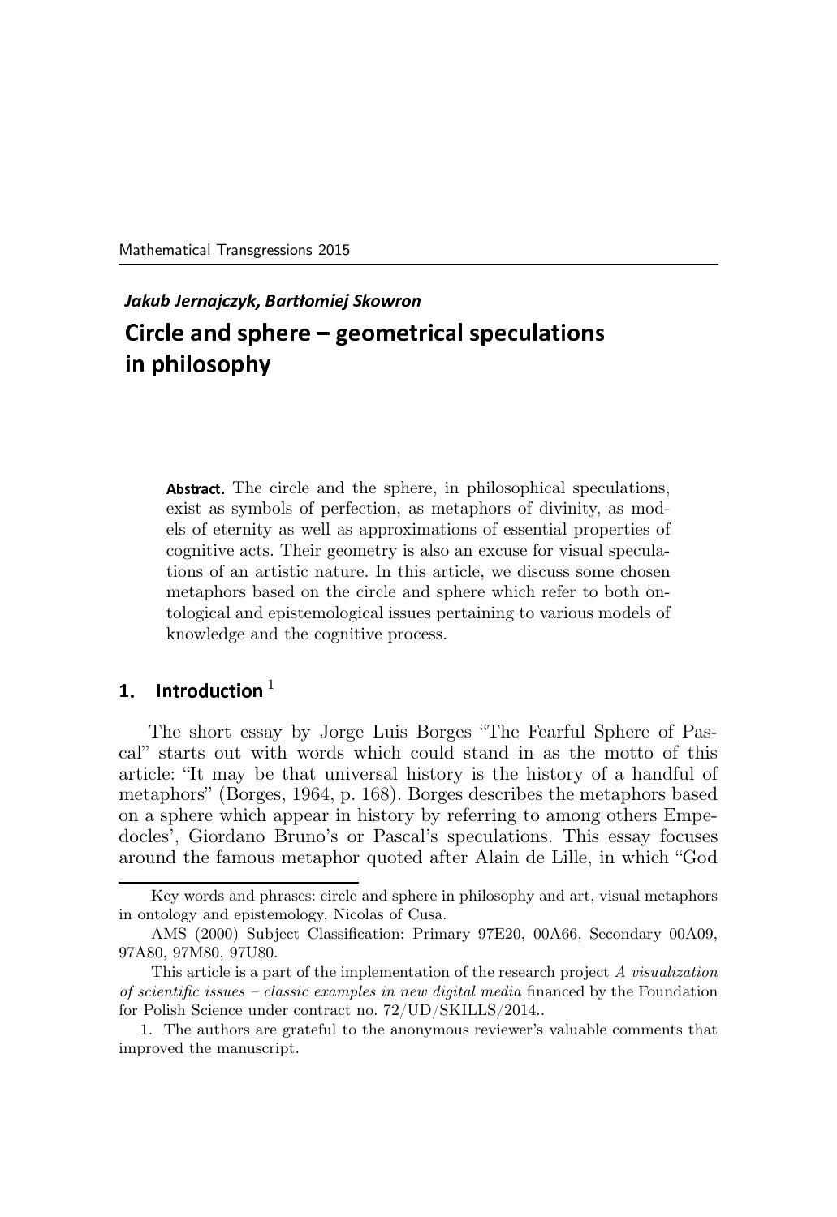Mathematical Transgressions 2015

***Jakub Jernajczyk, Bartłomiej Skowron***

# Circle and sphere – geometrical speculations in philosophy

**Abstract.** The circle and the sphere, in philosophical speculations, exist as symbols of perfection, as metaphors of divinity, as models of eternity as well as approximations of essential properties of cognitive acts. Their geometry is also an excuse for visual speculations of an artistic nature. In this article, we discuss some chosen metaphors based on the circle and sphere which refer to both ontological and epistemological issues pertaining to various models of knowledge and the cognitive process.

## 1. Introduction [1]

The short essay by Jorge Luis Borges "The Fearful Sphere of Pascal" starts out with words which could stand in as the motto of this article: "It may be that universal history is the history of a handful of metaphors" (Borges, 1964, p. 168). Borges describes the metaphors based on a sphere which appear in history by referring to among others Empedocles', Giordano Bruno's or Pascal's speculations. This essay focuses around the famous metaphor quoted after Alain de Lille, in which "God

---

Key words and phrases: circle and sphere in philosophy and art, visual metaphors in ontology and epistemology, Nicolas of Cusa.

AMS (2000) Subject Classification: Primary 97E20, 00A66, Secondary 00A09, 97A80, 97M80, 97U80.

This article is a part of the implementation of the research project *A visualization of scientific issues – classic examples in new digital media* financed by the Foundation for Polish Science under contract no. 72/UD/SKILLS/2014..

1. The authors are grateful to the anonymous reviewer's valuable comments that improved the manuscript.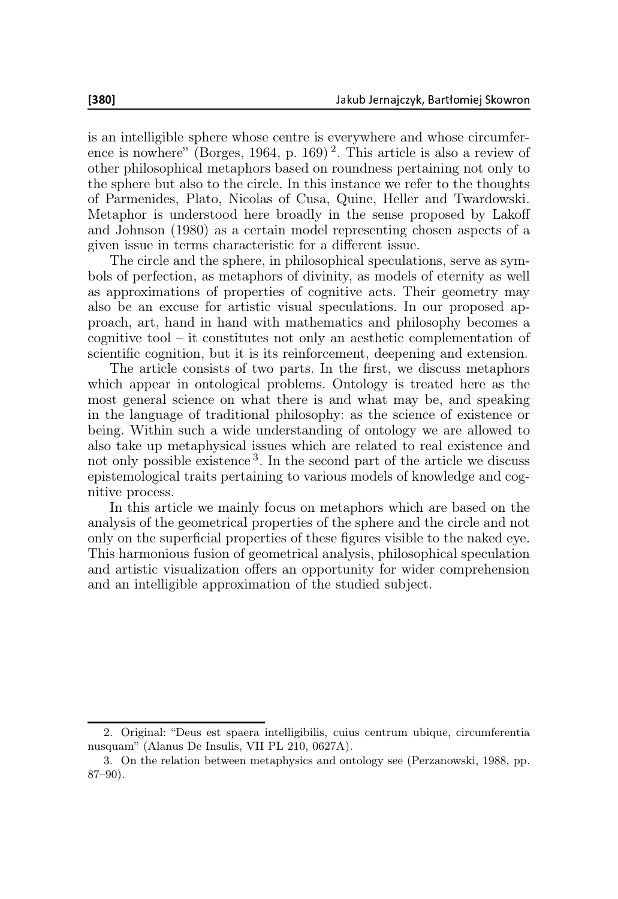is an intelligible sphere whose centre is everywhere and whose circumference is nowhere" (Borges, 1964, p. 169) [2]. This article is also a review of other philosophical metaphors based on roundness pertaining not only to the sphere but also to the circle. In this instance we refer to the thoughts of Parmenides, Plato, Nicolas of Cusa, Quine, Heller and Twardowski. Metaphor is understood here broadly in the sense proposed by Lakoff and Johnson (1980) as a certain model representing chosen aspects of a given issue in terms characteristic for a different issue.

The circle and the sphere, in philosophical speculations, serve as symbols of perfection, as metaphors of divinity, as models of eternity as well as approximations of properties of cognitive acts. Their geometry may also be an excuse for artistic visual speculations. In our proposed approach, art, hand in hand with mathematics and philosophy becomes a cognitive tool – it constitutes not only an aesthetic complementation of scientific cognition, but it is its reinforcement, deepening and extension.

The article consists of two parts. In the first, we discuss metaphors which appear in ontological problems. Ontology is treated here as the most general science on what there is and what may be, and speaking in the language of traditional philosophy: as the science of existence or being. Within such a wide understanding of ontology we are allowed to also take up metaphysical issues which are related to real existence and not only possible existence [3]. In the second part of the article we discuss epistemological traits pertaining to various models of knowledge and cognitive process.

In this article we mainly focus on metaphors which are based on the analysis of the geometrical properties of the sphere and the circle and not only on the superficial properties of these figures visible to the naked eye. This harmonious fusion of geometrical analysis, philosophical speculation and artistic visualization offers an opportunity for wider comprehension and an intelligible approximation of the studied subject.

---

2. Original: "Deus est spaera intelligibilis, cuius centrum ubique, circumferentia nusquam" (Alanus De Insulis, VII PL 210, 0627A).

3. On the relation between metaphysics and ontology see (Perzanowski, 1988, pp. 87–90).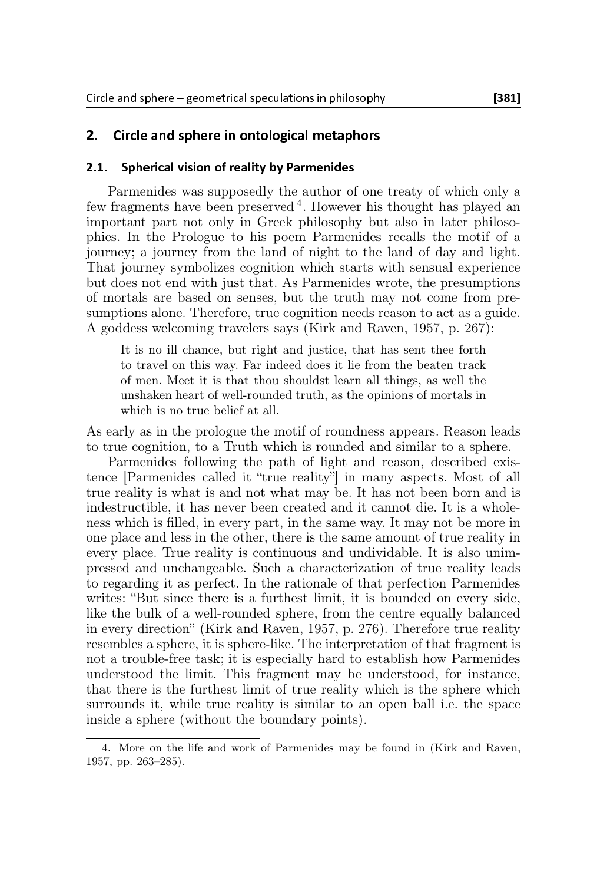## 2. Circle and sphere in ontological metaphors

### 2.1. Spherical vision of reality by Parmenides

Parmenides was supposedly the author of one treaty of which only a few fragments have been preserved[4]. However his thought has played an important part not only in Greek philosophy but also in later philosophies. In the Prologue to his poem Parmenides recalls the motif of a journey; a journey from the land of night to the land of day and light. That journey symbolizes cognition which starts with sensual experience but does not end with just that. As Parmenides wrote, the presumptions of mortals are based on senses, but the truth may not come from presumptions alone. Therefore, true cognition needs reason to act as a guide. A goddess welcoming travelers says (Kirk and Raven, 1957, p. 267):

> It is no ill chance, but right and justice, that has sent thee forth to travel on this way. Far indeed does it lie from the beaten track of men. Meet it is that thou shouldst learn all things, as well the unshaken heart of well-rounded truth, as the opinions of mortals in which is no true belief at all.

As early as in the prologue the motif of roundness appears. Reason leads to true cognition, to a Truth which is rounded and similar to a sphere.

Parmenides following the path of light and reason, described existence [Parmenides called it "true reality"] in many aspects. Most of all true reality is what is and not what may be. It has not been born and is indestructible, it has never been created and it cannot die. It is a wholeness which is filled, in every part, in the same way. It may not be more in one place and less in the other, there is the same amount of true reality in every place. True reality is continuous and undividable. It is also unimpressed and unchangeable. Such a characterization of true reality leads to regarding it as perfect. In the rationale of that perfection Parmenides writes: "But since there is a furthest limit, it is bounded on every side, like the bulk of a well-rounded sphere, from the centre equally balanced in every direction" (Kirk and Raven, 1957, p. 276). Therefore true reality resembles a sphere, it is sphere-like. The interpretation of that fragment is not a trouble-free task; it is especially hard to establish how Parmenides understood the limit. This fragment may be understood, for instance, that there is the furthest limit of true reality which is the sphere which surrounds it, while true reality is similar to an open ball i.e. the space inside a sphere (without the boundary points).

---

4. More on the life and work of Parmenides may be found in (Kirk and Raven, 1957, pp. 263–285).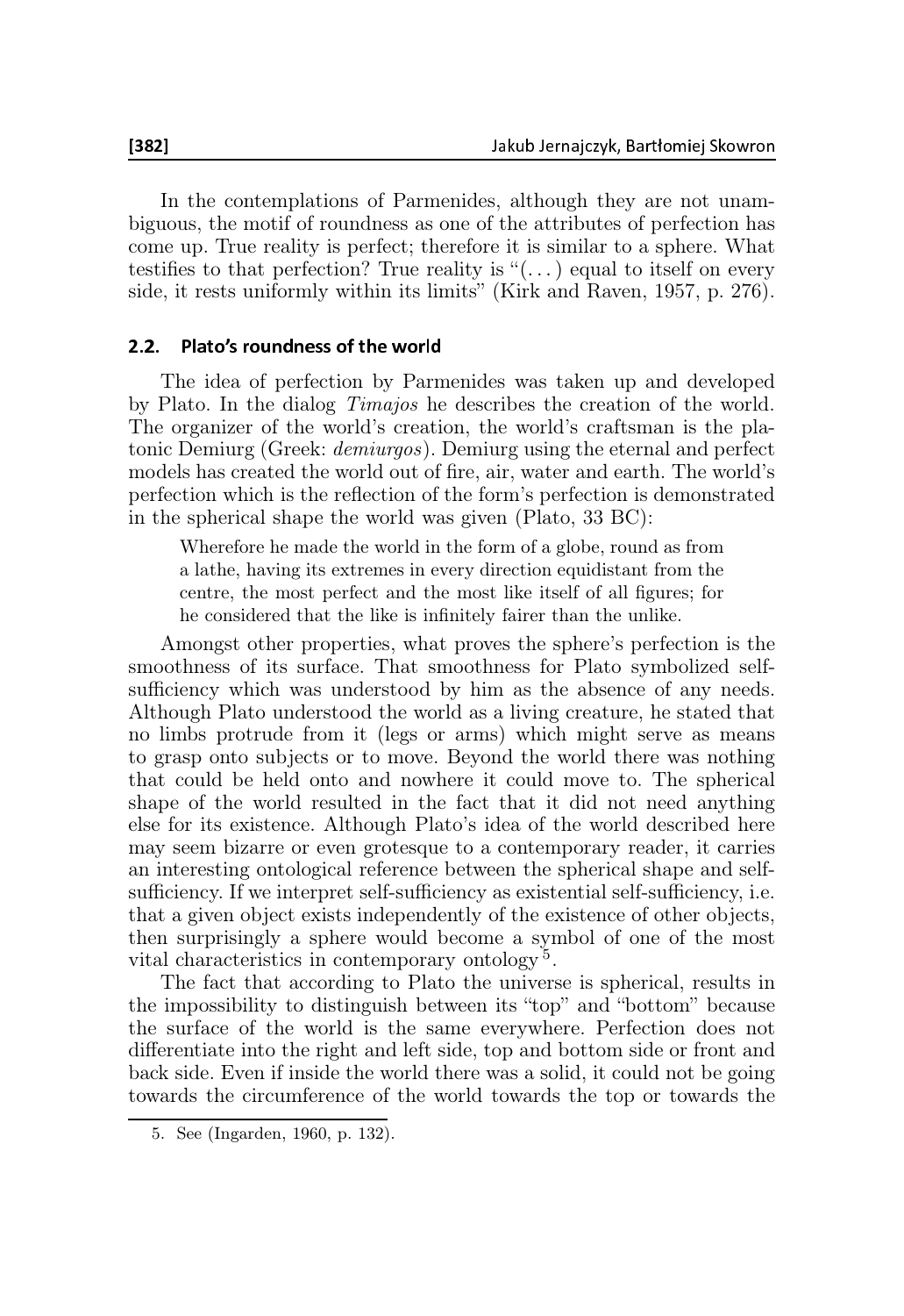In the contemplations of Parmenides, although they are not unambiguous, the motif of roundness as one of the attributes of perfection has come up. True reality is perfect; therefore it is similar to a sphere. What testifies to that perfection? True reality is "(. . . ) equal to itself on every side, it rests uniformly within its limits" (Kirk and Raven, 1957, p. 276).

### 2.2. Plato's roundness of the world

The idea of perfection by Parmenides was taken up and developed by Plato. In the dialog *Timajos* he describes the creation of the world. The organizer of the world's creation, the world's craftsman is the platonic Demiurg (Greek: *demiurgos*). Demiurg using the eternal and perfect models has created the world out of fire, air, water and earth. The world's perfection which is the reflection of the form's perfection is demonstrated in the spherical shape the world was given (Plato, 33 BC):

> Wherefore he made the world in the form of a globe, round as from a lathe, having its extremes in every direction equidistant from the centre, the most perfect and the most like itself of all figures; for he considered that the like is infinitely fairer than the unlike.

Amongst other properties, what proves the sphere's perfection is the smoothness of its surface. That smoothness for Plato symbolized self-sufficiency which was understood by him as the absence of any needs. Although Plato understood the world as a living creature, he stated that no limbs protrude from it (legs or arms) which might serve as means to grasp onto subjects or to move. Beyond the world there was nothing that could be held onto and nowhere it could move to. The spherical shape of the world resulted in the fact that it did not need anything else for its existence. Although Plato's idea of the world described here may seem bizarre or even grotesque to a contemporary reader, it carries an interesting ontological reference between the spherical shape and self-sufficiency. If we interpret self-sufficiency as existential self-sufficiency, i.e. that a given object exists independently of the existence of other objects, then surprisingly a sphere would become a symbol of one of the most vital characteristics in contemporary ontology[5].

The fact that according to Plato the universe is spherical, results in the impossibility to distinguish between its "top" and "bottom" because the surface of the world is the same everywhere. Perfection does not differentiate into the right and left side, top and bottom side or front and back side. Even if inside the world there was a solid, it could not be going towards the circumference of the world towards the top or towards the

5. See (Ingarden, 1960, p. 132).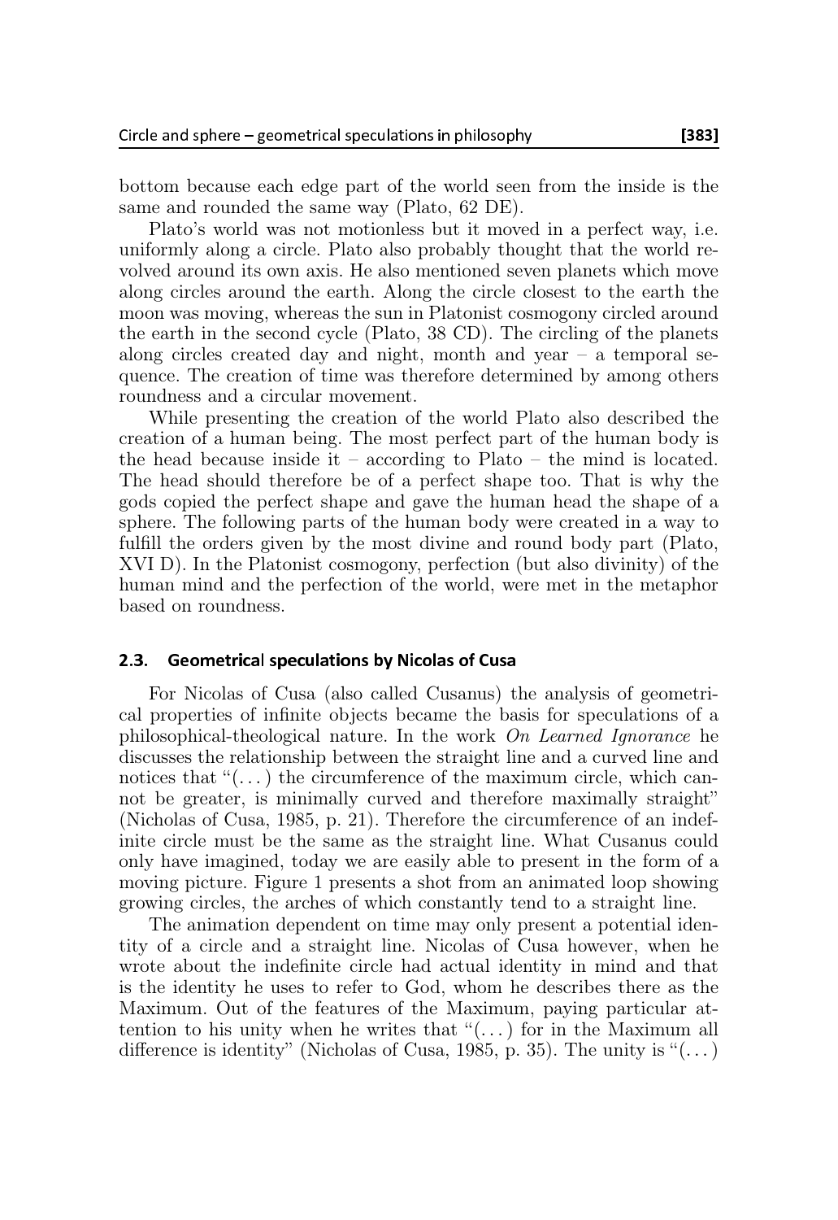bottom because each edge part of the world seen from the inside is the same and rounded the same way (Plato, 62 DE).

Plato's world was not motionless but it moved in a perfect way, i.e. uniformly along a circle. Plato also probably thought that the world revolved around its own axis. He also mentioned seven planets which move along circles around the earth. Along the circle closest to the earth the moon was moving, whereas the sun in Platonist cosmogony circled around the earth in the second cycle (Plato, 38 CD). The circling of the planets along circles created day and night, month and year – a temporal sequence. The creation of time was therefore determined by among others roundness and a circular movement.

While presenting the creation of the world Plato also described the creation of a human being. The most perfect part of the human body is the head because inside it – according to Plato – the mind is located. The head should therefore be of a perfect shape too. That is why the gods copied the perfect shape and gave the human head the shape of a sphere. The following parts of the human body were created in a way to fulfill the orders given by the most divine and round body part (Plato, XVI D). In the Platonist cosmogony, perfection (but also divinity) of the human mind and the perfection of the world, were met in the metaphor based on roundness.

### 2.3. Geometrical speculations by Nicolas of Cusa

For Nicolas of Cusa (also called Cusanus) the analysis of geometrical properties of infinite objects became the basis for speculations of a philosophical-theological nature. In the work *On Learned Ignorance* he discusses the relationship between the straight line and a curved line and notices that "(...) the circumference of the maximum circle, which cannot be greater, is minimally curved and therefore maximally straight" (Nicholas of Cusa, 1985, p. 21). Therefore the circumference of an indefinite circle must be the same as the straight line. What Cusanus could only have imagined, today we are easily able to present in the form of a moving picture. Figure 1 presents a shot from an animated loop showing growing circles, the arches of which constantly tend to a straight line.

The animation dependent on time may only present a potential identity of a circle and a straight line. Nicolas of Cusa however, when he wrote about the indefinite circle had actual identity in mind and that is the identity he uses to refer to God, whom he describes there as the Maximum. Out of the features of the Maximum, paying particular attention to his unity when he writes that "(...) for in the Maximum all difference is identity" (Nicholas of Cusa, 1985, p. 35). The unity is "(...)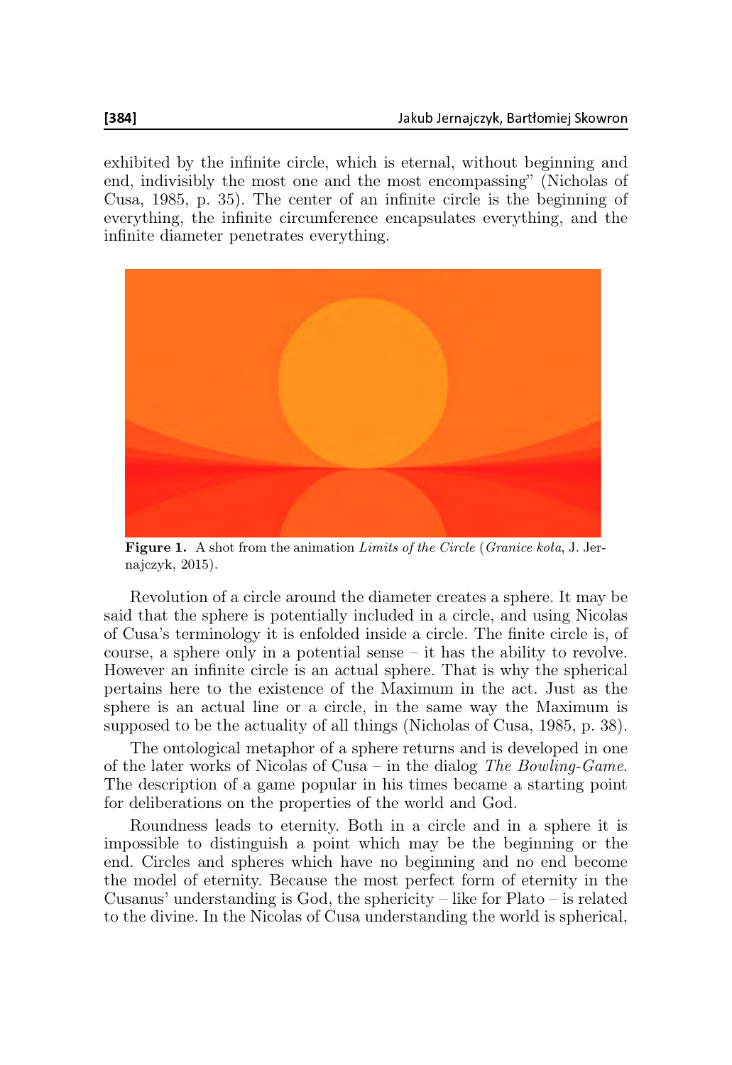exhibited by the infinite circle, which is eternal, without beginning and end, indivisibly the most one and the most encompassing" (Nicholas of Cusa, 1985, p. 35). The center of an infinite circle is the beginning of everything, the infinite circumference encapsulates everything, and the infinite diameter penetrates everything.

**Figure 1.** A shot from the animation *Limits of the Circle* (*Granice koła*, J. Jernajczyk, 2015).

Revolution of a circle around the diameter creates a sphere. It may be said that the sphere is potentially included in a circle, and using Nicolas of Cusa's terminology it is enfolded inside a circle. The finite circle is, of course, a sphere only in a potential sense – it has the ability to revolve. However an infinite circle is an actual sphere. That is why the spherical pertains here to the existence of the Maximum in the act. Just as the sphere is an actual line or a circle, in the same way the Maximum is supposed to be the actuality of all things (Nicholas of Cusa, 1985, p. 38).

The ontological metaphor of a sphere returns and is developed in one of the later works of Nicolas of Cusa – in the dialog *The Bowling-Game*. The description of a game popular in his times became a starting point for deliberations on the properties of the world and God.

Roundness leads to eternity. Both in a circle and in a sphere it is impossible to distinguish a point which may be the beginning or the end. Circles and spheres which have no beginning and no end become the model of eternity. Because the most perfect form of eternity in the Cusanus' understanding is God, the sphericity – like for Plato – is related to the divine. In the Nicolas of Cusa understanding the world is spherical,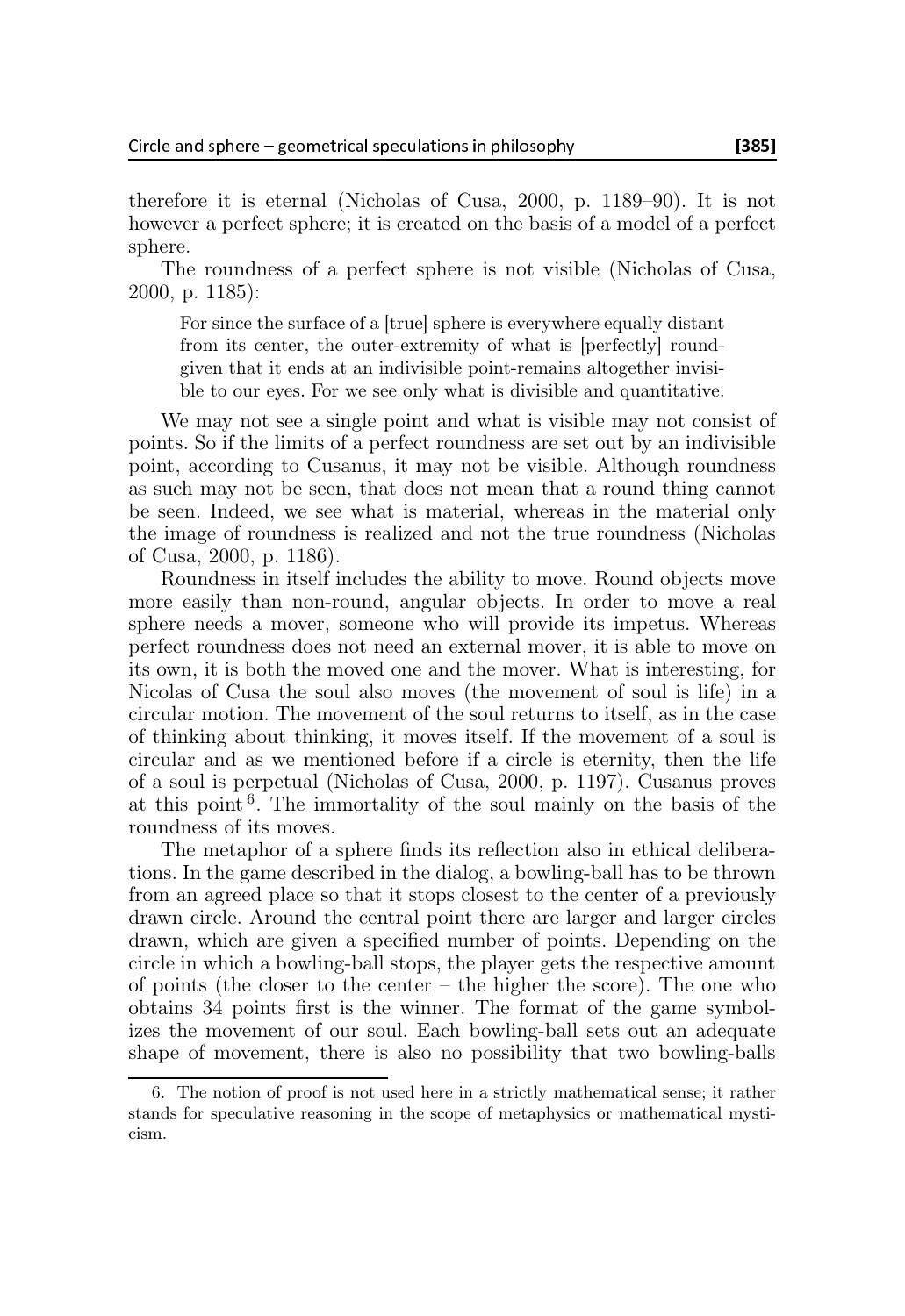therefore it is eternal (Nicholas of Cusa, 2000, p. 1189–90). It is not however a perfect sphere; it is created on the basis of a model of a perfect sphere.

The roundness of a perfect sphere is not visible (Nicholas of Cusa, 2000, p. 1185):

> For since the surface of a [true] sphere is everywhere equally distant from its center, the outer-extremity of what is [perfectly] round-given that it ends at an indivisible point-remains altogether invisible to our eyes. For we see only what is divisible and quantitative.

We may not see a single point and what is visible may not consist of points. So if the limits of a perfect roundness are set out by an indivisible point, according to Cusanus, it may not be visible. Although roundness as such may not be seen, that does not mean that a round thing cannot be seen. Indeed, we see what is material, whereas in the material only the image of roundness is realized and not the true roundness (Nicholas of Cusa, 2000, p. 1186).

Roundness in itself includes the ability to move. Round objects move more easily than non-round, angular objects. In order to move a real sphere needs a mover, someone who will provide its impetus. Whereas perfect roundness does not need an external mover, it is able to move on its own, it is both the moved one and the mover. What is interesting, for Nicolas of Cusa the soul also moves (the movement of soul is life) in a circular motion. The movement of the soul returns to itself, as in the case of thinking about thinking, it moves itself. If the movement of a soul is circular and as we mentioned before if a circle is eternity, then the life of a soul is perpetual (Nicholas of Cusa, 2000, p. 1197). Cusanus proves at this point[6]. The immortality of the soul mainly on the basis of the roundness of its moves.

The metaphor of a sphere finds its reflection also in ethical deliberations. In the game described in the dialog, a bowling-ball has to be thrown from an agreed place so that it stops closest to the center of a previously drawn circle. Around the central point there are larger and larger circles drawn, which are given a specified number of points. Depending on the circle in which a bowling-ball stops, the player gets the respective amount of points (the closer to the center – the higher the score). The one who obtains 34 points first is the winner. The format of the game symbolizes the movement of our soul. Each bowling-ball sets out an adequate shape of movement, there is also no possibility that two bowling-balls

---

6. The notion of proof is not used here in a strictly mathematical sense; it rather stands for speculative reasoning in the scope of metaphysics or mathematical mysticism.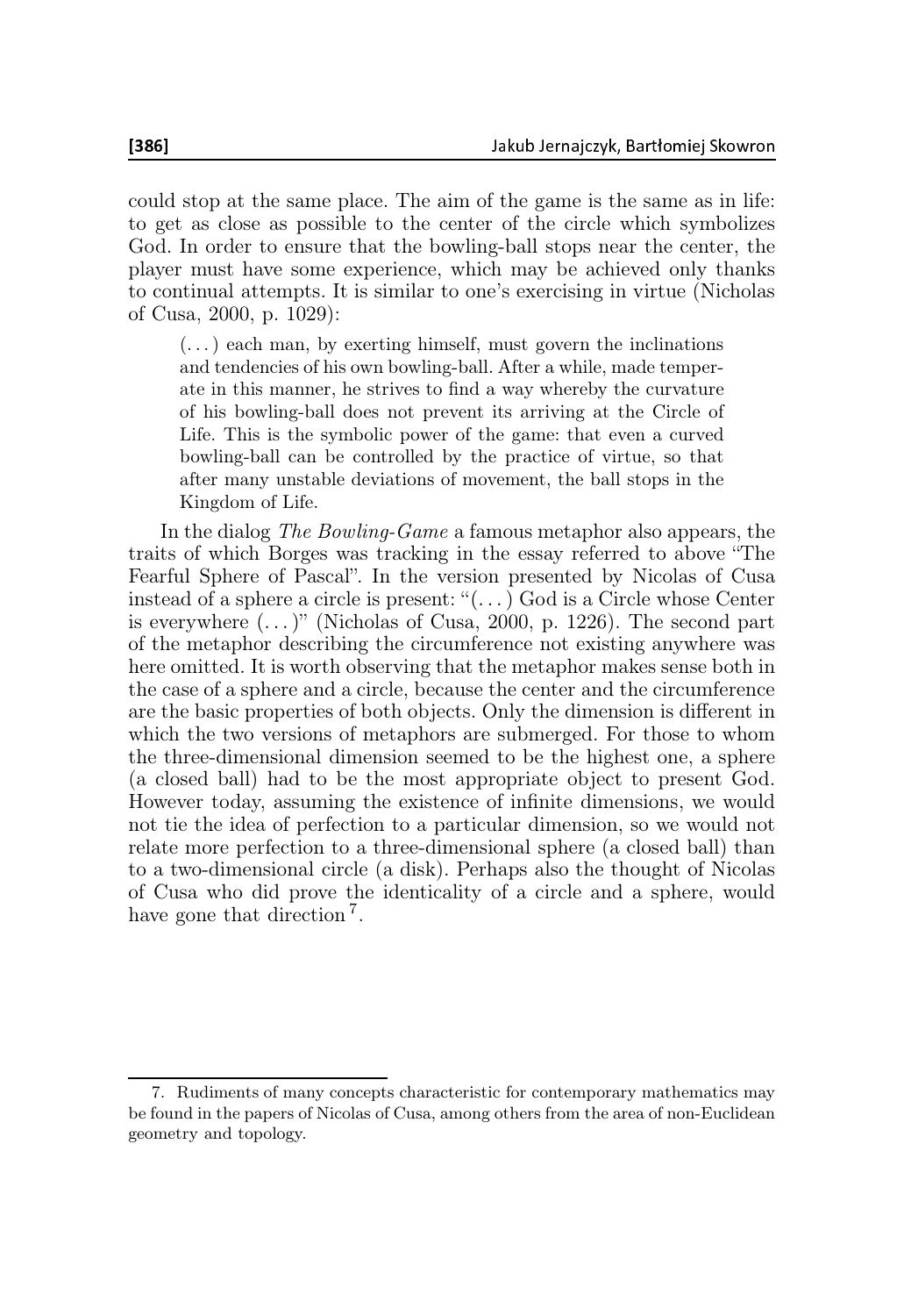could stop at the same place. The aim of the game is the same as in life: to get as close as possible to the center of the circle which symbolizes God. In order to ensure that the bowling-ball stops near the center, the player must have some experience, which may be achieved only thanks to continual attempts. It is similar to one's exercising in virtue (Nicholas of Cusa, 2000, p. 1029):

> (. . . ) each man, by exerting himself, must govern the inclinations and tendencies of his own bowling-ball. After a while, made temperate in this manner, he strives to find a way whereby the curvature of his bowling-ball does not prevent its arriving at the Circle of Life. This is the symbolic power of the game: that even a curved bowling-ball can be controlled by the practice of virtue, so that after many unstable deviations of movement, the ball stops in the Kingdom of Life.

In the dialog *The Bowling-Game* a famous metaphor also appears, the traits of which Borges was tracking in the essay referred to above "The Fearful Sphere of Pascal". In the version presented by Nicolas of Cusa instead of a sphere a circle is present: "(. . . ) God is a Circle whose Center is everywhere (. . . )" (Nicholas of Cusa, 2000, p. 1226). The second part of the metaphor describing the circumference not existing anywhere was here omitted. It is worth observing that the metaphor makes sense both in the case of a sphere and a circle, because the center and the circumference are the basic properties of both objects. Only the dimension is different in which the two versions of metaphors are submerged. For those to whom the three-dimensional dimension seemed to be the highest one, a sphere (a closed ball) had to be the most appropriate object to present God. However today, assuming the existence of infinite dimensions, we would not tie the idea of perfection to a particular dimension, so we would not relate more perfection to a three-dimensional sphere (a closed ball) than to a two-dimensional circle (a disk). Perhaps also the thought of Nicolas of Cusa who did prove the identicality of a circle and a sphere, would have gone that direction[7].

---

7. Rudiments of many concepts characteristic for contemporary mathematics may be found in the papers of Nicolas of Cusa, among others from the area of non-Euclidean geometry and topology.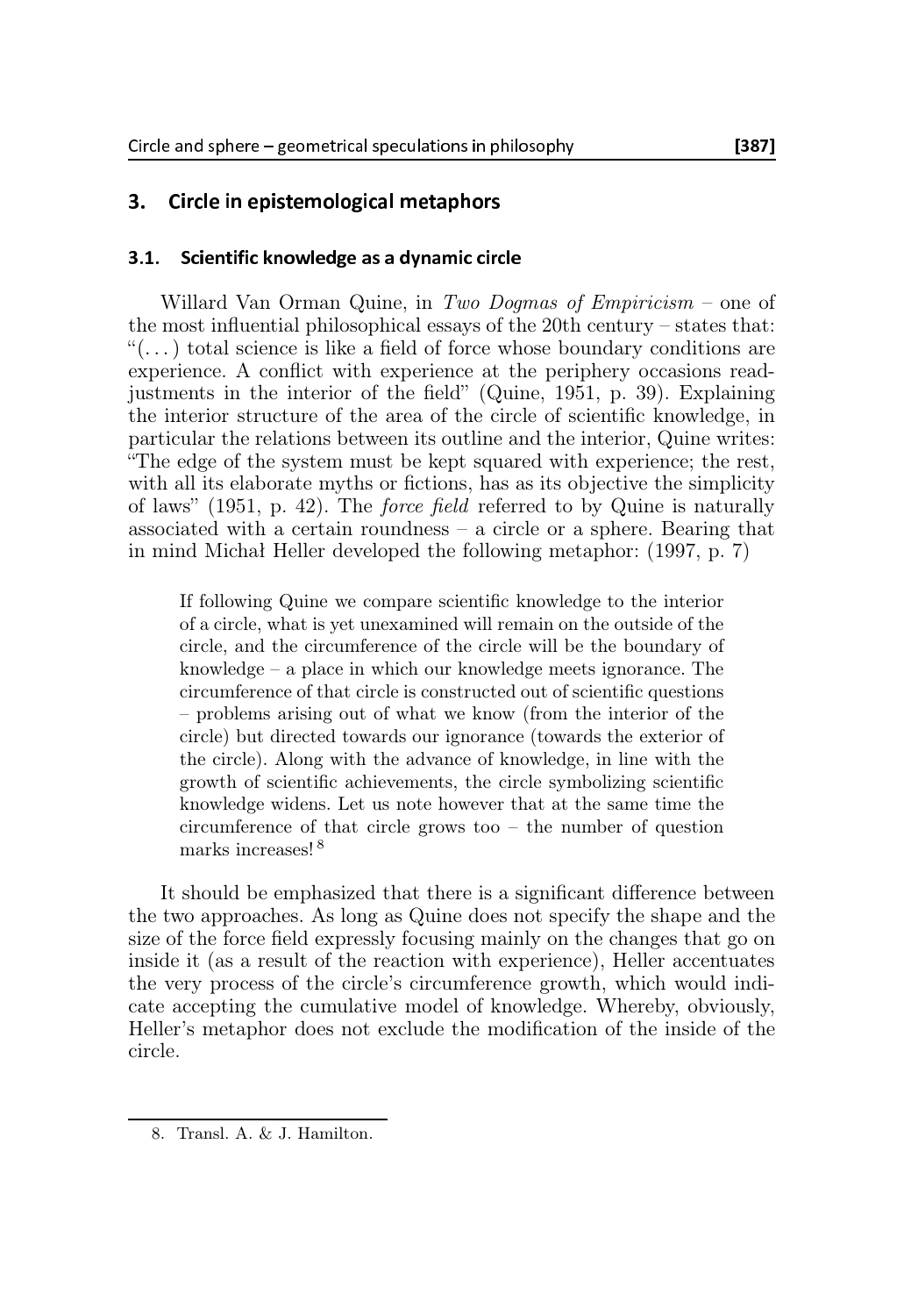## 3. Circle in epistemological metaphors

### 3.1. Scientific knowledge as a dynamic circle

Willard Van Orman Quine, in *Two Dogmas of Empiricism* – one of the most influential philosophical essays of the 20th century – states that: "(. . . ) total science is like a field of force whose boundary conditions are experience. A conflict with experience at the periphery occasions readjustments in the interior of the field" (Quine, 1951, p. 39). Explaining the interior structure of the area of the circle of scientific knowledge, in particular the relations between its outline and the interior, Quine writes: "The edge of the system must be kept squared with experience; the rest, with all its elaborate myths or fictions, has as its objective the simplicity of laws" (1951, p. 42). The *force field* referred to by Quine is naturally associated with a certain roundness – a circle or a sphere. Bearing that in mind Michał Heller developed the following metaphor: (1997, p. 7)

> If following Quine we compare scientific knowledge to the interior of a circle, what is yet unexamined will remain on the outside of the circle, and the circumference of the circle will be the boundary of knowledge – a place in which our knowledge meets ignorance. The circumference of that circle is constructed out of scientific questions – problems arising out of what we know (from the interior of the circle) but directed towards our ignorance (towards the exterior of the circle). Along with the advance of knowledge, in line with the growth of scientific achievements, the circle symbolizing scientific knowledge widens. Let us note however that at the same time the circumference of that circle grows too – the number of question marks increases! [8]

It should be emphasized that there is a significant difference between the two approaches. As long as Quine does not specify the shape and the size of the force field expressly focusing mainly on the changes that go on inside it (as a result of the reaction with experience), Heller accentuates the very process of the circle's circumference growth, which would indicate accepting the cumulative model of knowledge. Whereby, obviously, Heller's metaphor does not exclude the modification of the inside of the circle.

8. Transl. A. & J. Hamilton.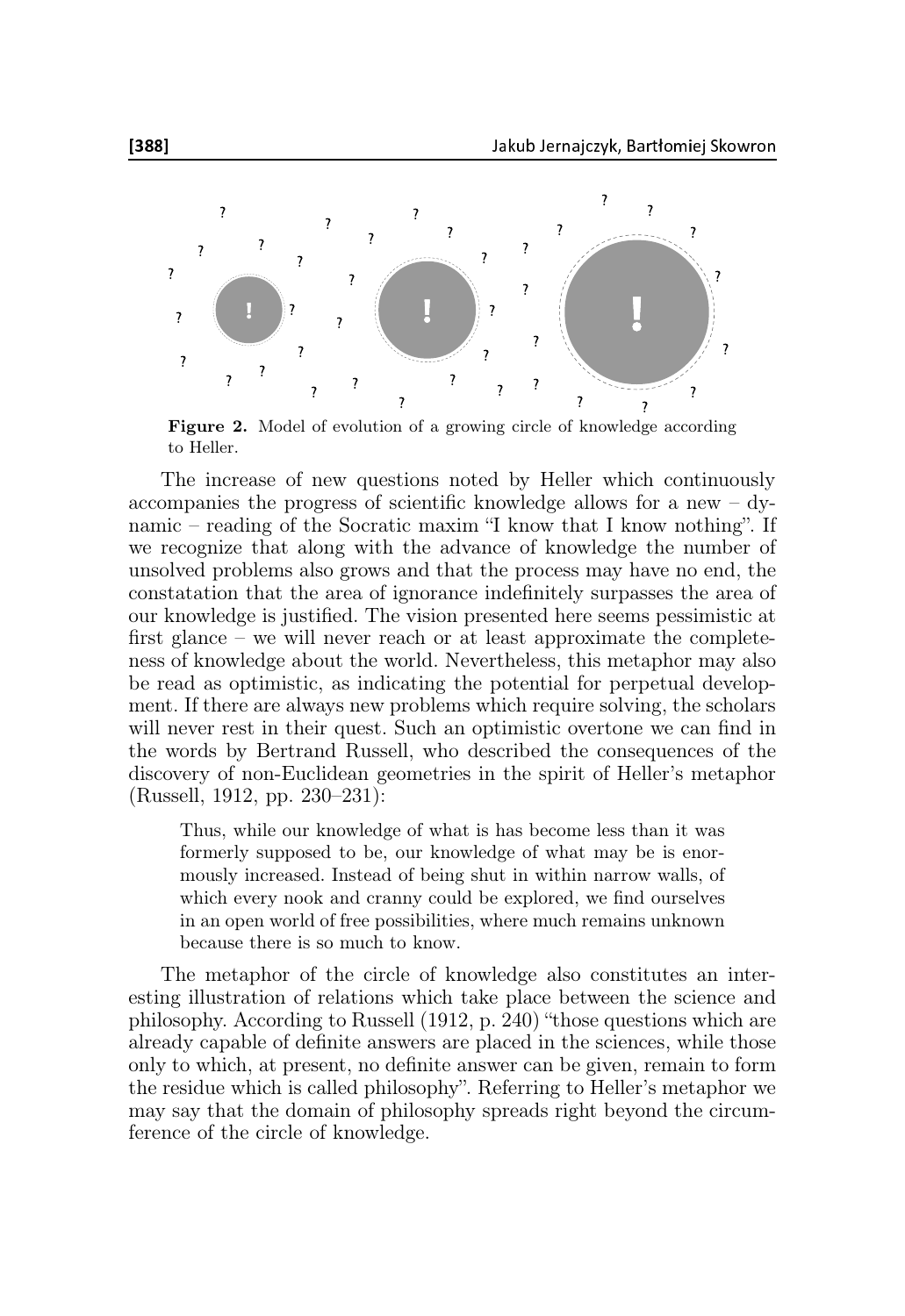**Figure 2.** Model of evolution of a growing circle of knowledge according to Heller.

The increase of new questions noted by Heller which continuously accompanies the progress of scientific knowledge allows for a new – dynamic – reading of the Socratic maxim "I know that I know nothing". If we recognize that along with the advance of knowledge the number of unsolved problems also grows and that the process may have no end, the constatation that the area of ignorance indefinitely surpasses the area of our knowledge is justified. The vision presented here seems pessimistic at first glance – we will never reach or at least approximate the completeness of knowledge about the world. Nevertheless, this metaphor may also be read as optimistic, as indicating the potential for perpetual development. If there are always new problems which require solving, the scholars will never rest in their quest. Such an optimistic overtone we can find in the words by Bertrand Russell, who described the consequences of the discovery of non-Euclidean geometries in the spirit of Heller's metaphor (Russell, 1912, pp. 230–231):

> Thus, while our knowledge of what is has become less than it was formerly supposed to be, our knowledge of what may be is enormously increased. Instead of being shut in within narrow walls, of which every nook and cranny could be explored, we find ourselves in an open world of free possibilities, where much remains unknown because there is so much to know.

The metaphor of the circle of knowledge also constitutes an interesting illustration of relations which take place between the science and philosophy. According to Russell (1912, p. 240) "those questions which are already capable of definite answers are placed in the sciences, while those only to which, at present, no definite answer can be given, remain to form the residue which is called philosophy". Referring to Heller's metaphor we may say that the domain of philosophy spreads right beyond the circumference of the circle of knowledge.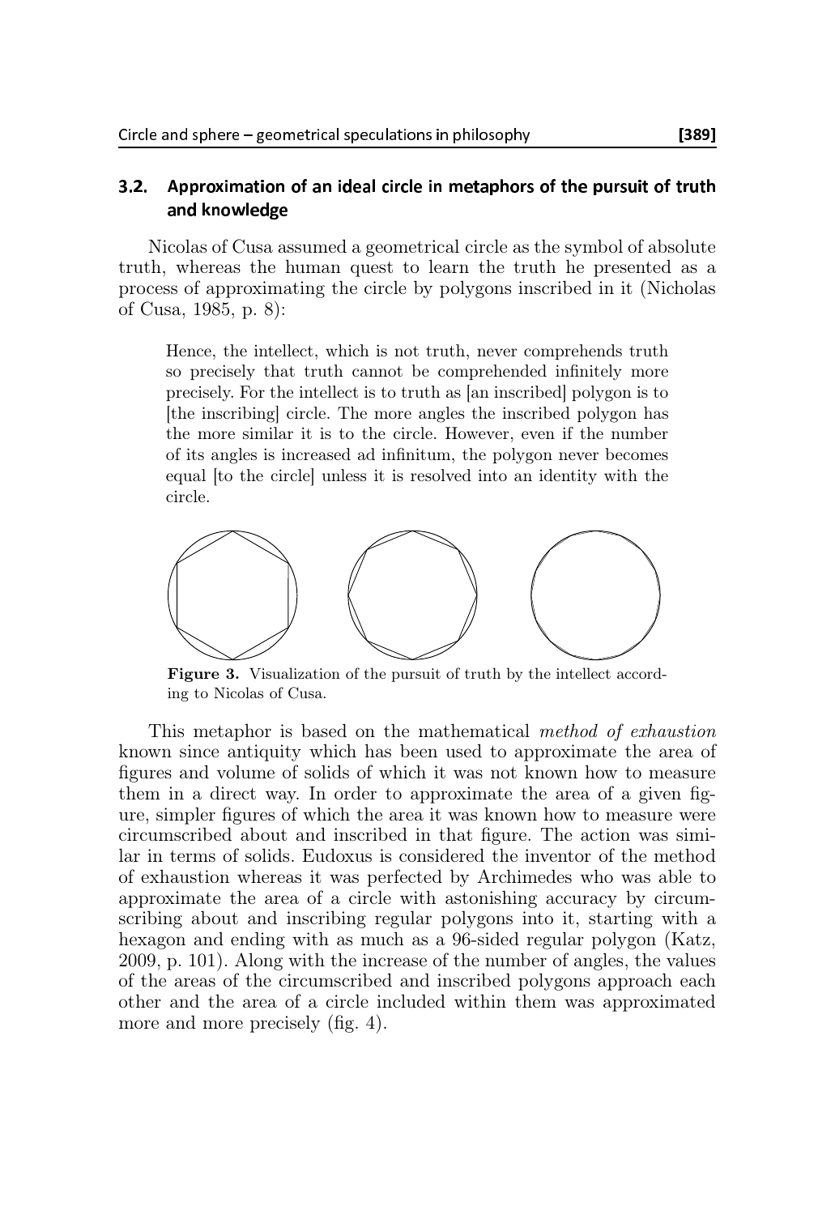### 3.2. Approximation of an ideal circle in metaphors of the pursuit of truth and knowledge

Nicolas of Cusa assumed a geometrical circle as the symbol of absolute truth, whereas the human quest to learn the truth he presented as a process of approximating the circle by polygons inscribed in it (Nicholas of Cusa, 1985, p. 8):

> Hence, the intellect, which is not truth, never comprehends truth so precisely that truth cannot be comprehended infinitely more precisely. For the intellect is to truth as [an inscribed] polygon is to [the inscribing] circle. The more angles the inscribed polygon has the more similar it is to the circle. However, even if the number of its angles is increased ad infinitum, the polygon never becomes equal [to the circle] unless it is resolved into an identity with the circle.

**Figure 3.** Visualization of the pursuit of truth by the intellect according to Nicolas of Cusa.

This metaphor is based on the mathematical *method of exhaustion* known since antiquity which has been used to approximate the area of figures and volume of solids of which it was not known how to measure them in a direct way. In order to approximate the area of a given figure, simpler figures of which the area it was known how to measure were circumscribed about and inscribed in that figure. The action was similar in terms of solids. Eudoxus is considered the inventor of the method of exhaustion whereas it was perfected by Archimedes who was able to approximate the area of a circle with astonishing accuracy by circumscribing about and inscribing regular polygons into it, starting with a hexagon and ending with as much as a 96-sided regular polygon (Katz, 2009, p. 101). Along with the increase of the number of angles, the values of the areas of the circumscribed and inscribed polygons approach each other and the area of a circle included within them was approximated more and more precisely (fig. 4).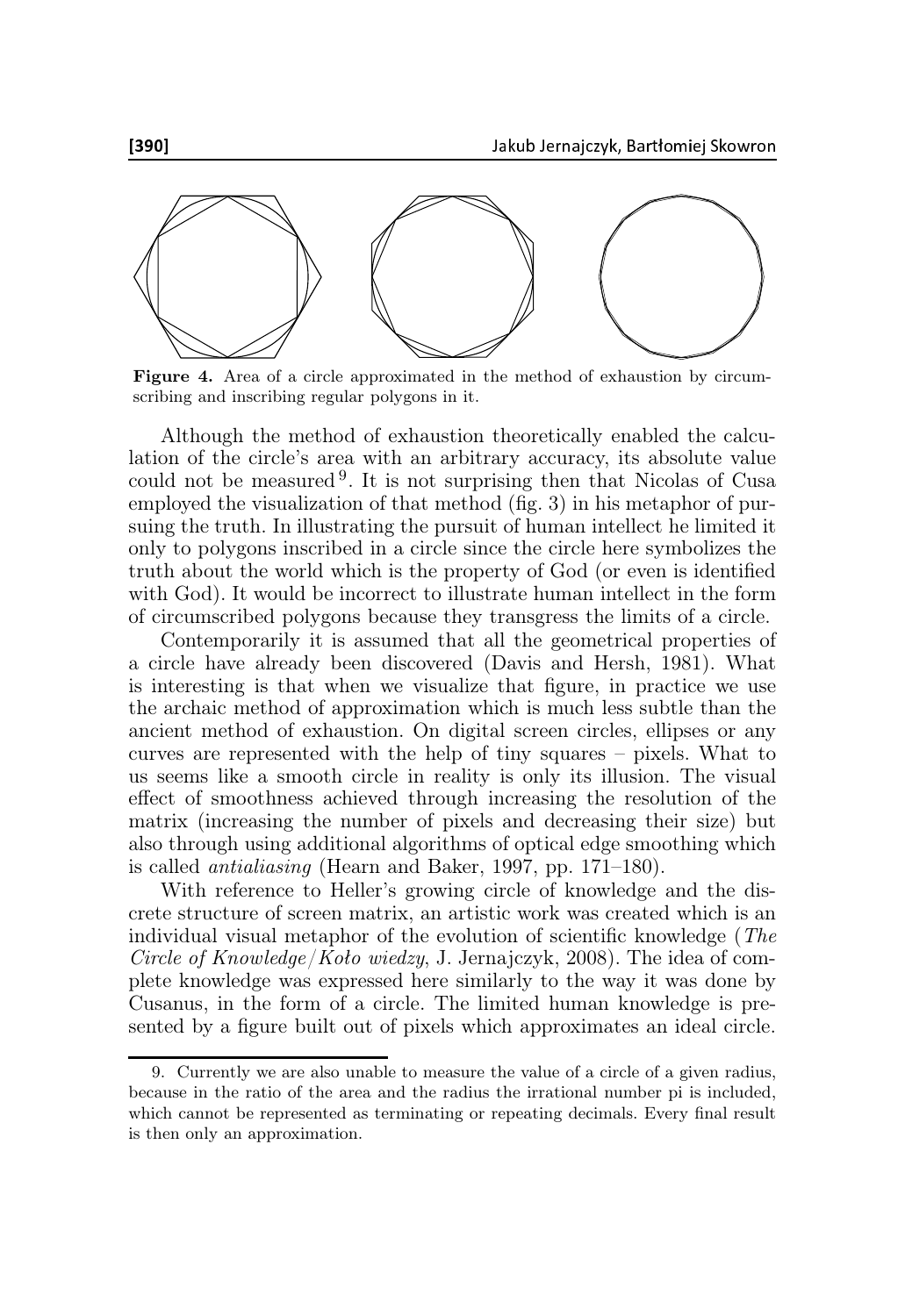**Figure 4.** Area of a circle approximated in the method of exhaustion by circumscribing and inscribing regular polygons in it.

Although the method of exhaustion theoretically enabled the calculation of the circle's area with an arbitrary accuracy, its absolute value could not be measured[9]. It is not surprising then that Nicolas of Cusa employed the visualization of that method (fig. 3) in his metaphor of pursuing the truth. In illustrating the pursuit of human intellect he limited it only to polygons inscribed in a circle since the circle here symbolizes the truth about the world which is the property of God (or even is identified with God). It would be incorrect to illustrate human intellect in the form of circumscribed polygons because they transgress the limits of a circle.

Contemporarily it is assumed that all the geometrical properties of a circle have already been discovered (Davis and Hersh, 1981). What is interesting is that when we visualize that figure, in practice we use the archaic method of approximation which is much less subtle than the ancient method of exhaustion. On digital screen circles, ellipses or any curves are represented with the help of tiny squares – pixels. What to us seems like a smooth circle in reality is only its illusion. The visual effect of smoothness achieved through increasing the resolution of the matrix (increasing the number of pixels and decreasing their size) but also through using additional algorithms of optical edge smoothing which is called *antialiasing* (Hearn and Baker, 1997, pp. 171–180).

With reference to Heller's growing circle of knowledge and the discrete structure of screen matrix, an artistic work was created which is an individual visual metaphor of the evolution of scientific knowledge (*The Circle of Knowledge/Koło wiedzy*, J. Jernajczyk, 2008). The idea of complete knowledge was expressed here similarly to the way it was done by Cusanus, in the form of a circle. The limited human knowledge is presented by a figure built out of pixels which approximates an ideal circle.

---

9. Currently we are also unable to measure the value of a circle of a given radius, because in the ratio of the area and the radius the irrational number pi is included, which cannot be represented as terminating or repeating decimals. Every final result is then only an approximation.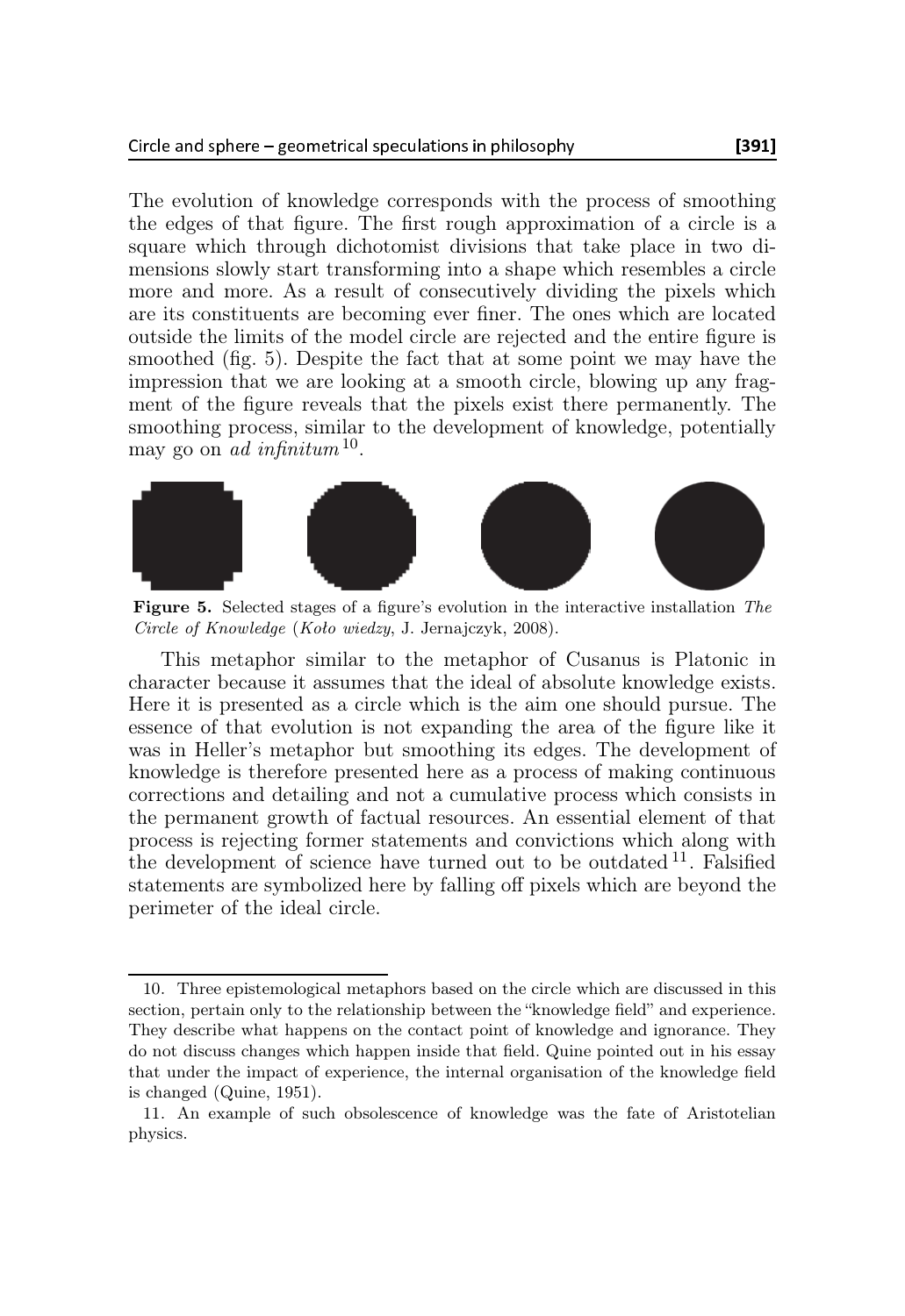The evolution of knowledge corresponds with the process of smoothing the edges of that figure. The first rough approximation of a circle is a square which through dichotomist divisions that take place in two dimensions slowly start transforming into a shape which resembles a circle more and more. As a result of consecutively dividing the pixels which are its constituents are becoming ever finer. The ones which are located outside the limits of the model circle are rejected and the entire figure is smoothed (fig. 5). Despite the fact that at some point we may have the impression that we are looking at a smooth circle, blowing up any fragment of the figure reveals that the pixels exist there permanently. The smoothing process, similar to the development of knowledge, potentially may go on *ad infinitum*[10].

**Figure 5.** Selected stages of a figure's evolution in the interactive installation *The Circle of Knowledge* (*Koło wiedzy*, J. Jernajczyk, 2008).

This metaphor similar to the metaphor of Cusanus is Platonic in character because it assumes that the ideal of absolute knowledge exists. Here it is presented as a circle which is the aim one should pursue. The essence of that evolution is not expanding the area of the figure like it was in Heller's metaphor but smoothing its edges. The development of knowledge is therefore presented here as a process of making continuous corrections and detailing and not a cumulative process which consists in the permanent growth of factual resources. An essential element of that process is rejecting former statements and convictions which along with the development of science have turned out to be outdated[11]. Falsified statements are symbolized here by falling off pixels which are beyond the perimeter of the ideal circle.

10. Three epistemological metaphors based on the circle which are discussed in this section, pertain only to the relationship between the "knowledge field" and experience. They describe what happens on the contact point of knowledge and ignorance. They do not discuss changes which happen inside that field. Quine pointed out in his essay that under the impact of experience, the internal organisation of the knowledge field is changed (Quine, 1951).

11. An example of such obsolescence of knowledge was the fate of Aristotelian physics.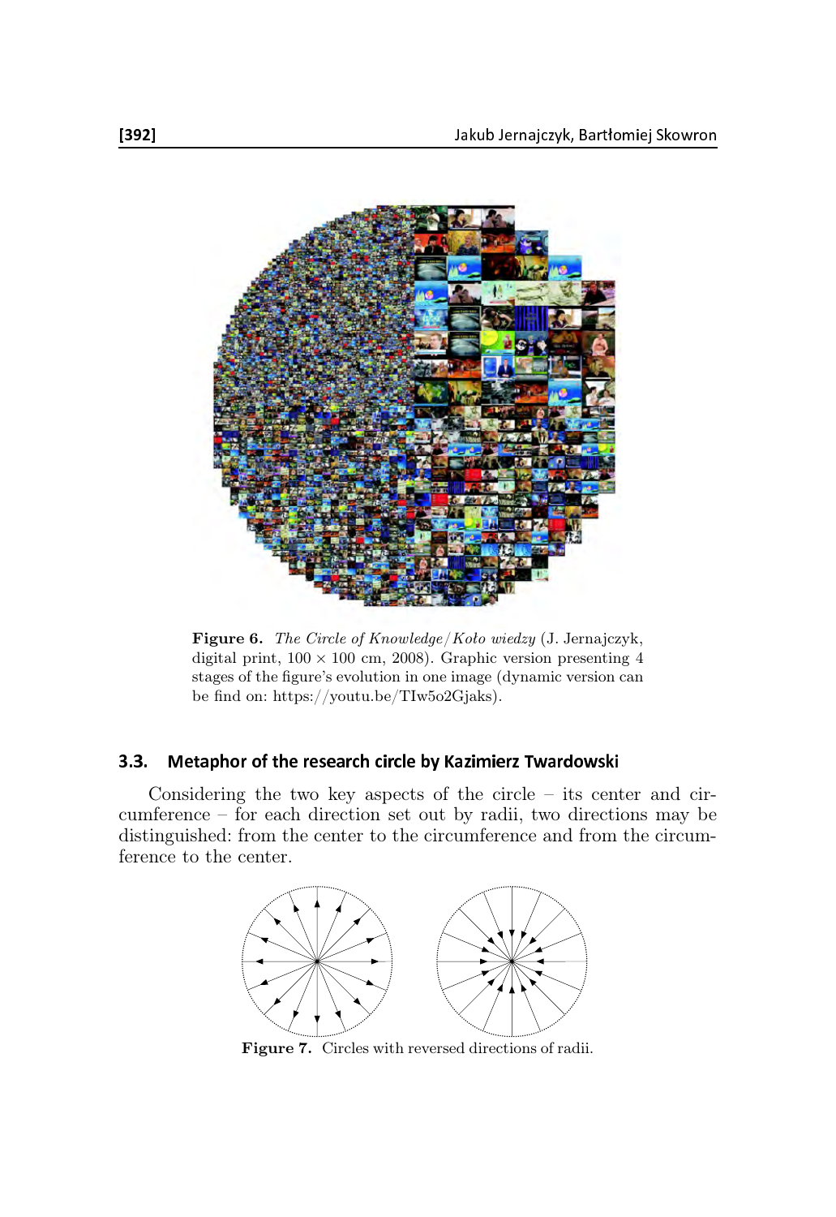**Figure 6.** *The Circle of Knowledge*/*Koło wiedzy* (J. Jernajczyk, digital print, 100 × 100 cm, 2008). Graphic version presenting 4 stages of the figure's evolution in one image (dynamic version can be find on: https://youtu.be/TIw5o2Gjaks).

### 3.3. Metaphor of the research circle by Kazimierz Twardowski

Considering the two key aspects of the circle – its center and circumference – for each direction set out by radii, two directions may be distinguished: from the center to the circumference and from the circumference to the center.

**Figure 7.** Circles with reversed directions of radii.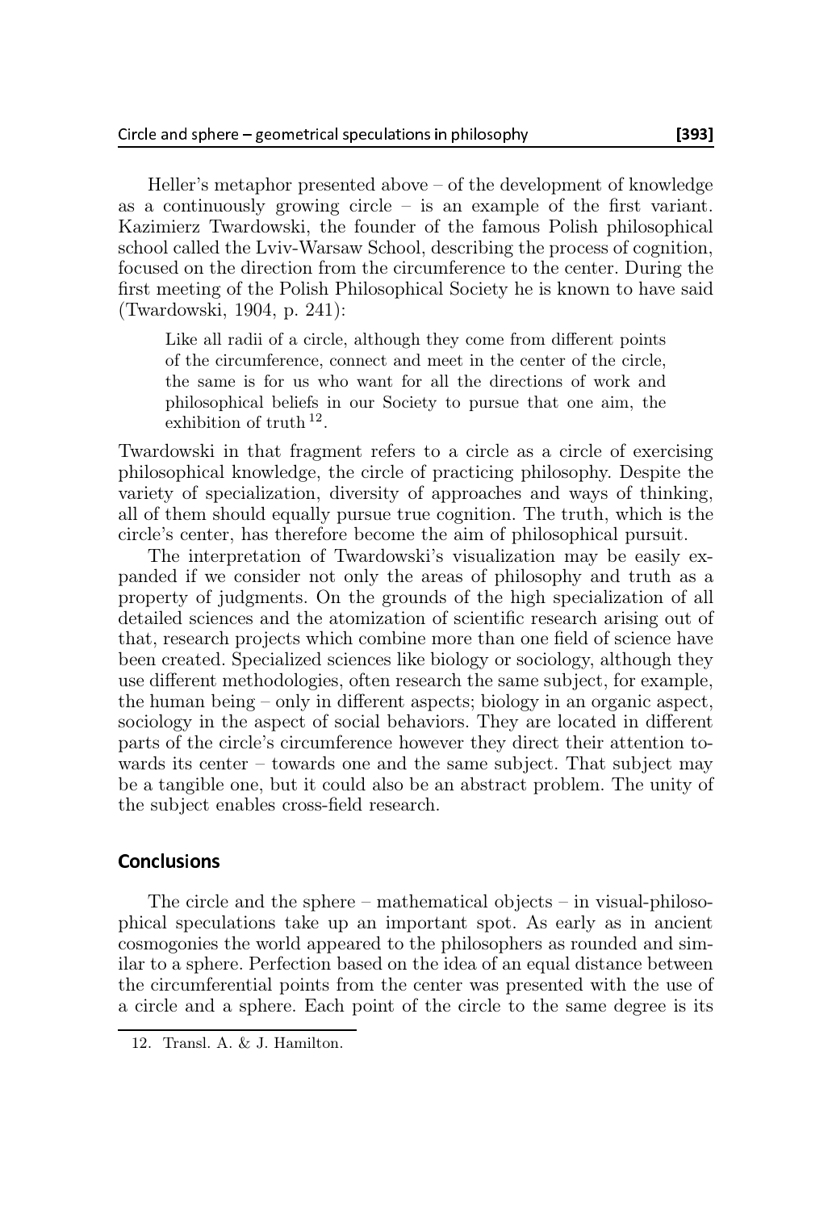Heller's metaphor presented above – of the development of knowledge as a continuously growing circle – is an example of the first variant. Kazimierz Twardowski, the founder of the famous Polish philosophical school called the Lviv-Warsaw School, describing the process of cognition, focused on the direction from the circumference to the center. During the first meeting of the Polish Philosophical Society he is known to have said (Twardowski, 1904, p. 241):

> Like all radii of a circle, although they come from different points of the circumference, connect and meet in the center of the circle, the same is for us who want for all the directions of work and philosophical beliefs in our Society to pursue that one aim, the exhibition of truth [12].

Twardowski in that fragment refers to a circle as a circle of exercising philosophical knowledge, the circle of practicing philosophy. Despite the variety of specialization, diversity of approaches and ways of thinking, all of them should equally pursue true cognition. The truth, which is the circle's center, has therefore become the aim of philosophical pursuit.

The interpretation of Twardowski's visualization may be easily expanded if we consider not only the areas of philosophy and truth as a property of judgments. On the grounds of the high specialization of all detailed sciences and the atomization of scientific research arising out of that, research projects which combine more than one field of science have been created. Specialized sciences like biology or sociology, although they use different methodologies, often research the same subject, for example, the human being – only in different aspects; biology in an organic aspect, sociology in the aspect of social behaviors. They are located in different parts of the circle's circumference however they direct their attention towards its center – towards one and the same subject. That subject may be a tangible one, but it could also be an abstract problem. The unity of the subject enables cross-field research.

## Conclusions

The circle and the sphere – mathematical objects – in visual-philosophical speculations take up an important spot. As early as in ancient cosmogonies the world appeared to the philosophers as rounded and similar to a sphere. Perfection based on the idea of an equal distance between the circumferential points from the center was presented with the use of a circle and a sphere. Each point of the circle to the same degree is its

12. Transl. A. & J. Hamilton.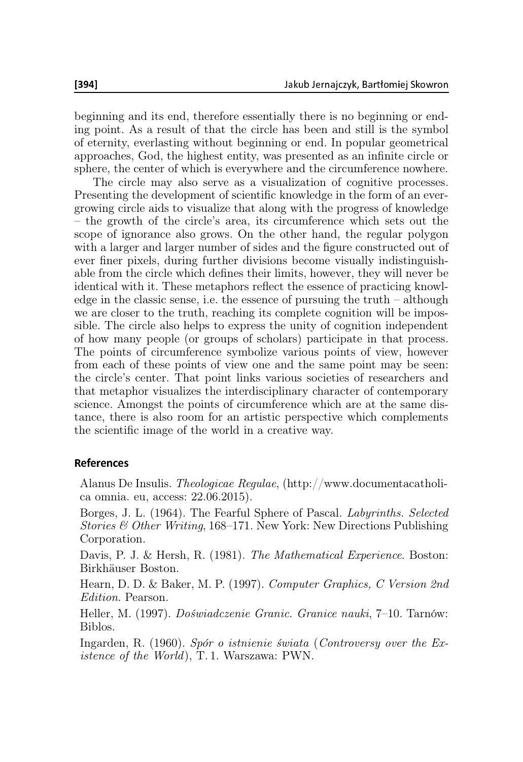beginning and its end, therefore essentially there is no beginning or ending point. As a result of that the circle has been and still is the symbol of eternity, everlasting without beginning or end. In popular geometrical approaches, God, the highest entity, was presented as an infinite circle or sphere, the center of which is everywhere and the circumference nowhere.

The circle may also serve as a visualization of cognitive processes. Presenting the development of scientific knowledge in the form of an ever-growing circle aids to visualize that along with the progress of knowledge – the growth of the circle's area, its circumference which sets out the scope of ignorance also grows. On the other hand, the regular polygon with a larger and larger number of sides and the figure constructed out of ever finer pixels, during further divisions become visually indistinguishable from the circle which defines their limits, however, they will never be identical with it. These metaphors reflect the essence of practicing knowledge in the classic sense, i.e. the essence of pursuing the truth – although we are closer to the truth, reaching its complete cognition will be impossible. The circle also helps to express the unity of cognition independent of how many people (or groups of scholars) participate in that process. The points of circumference symbolize various points of view, however from each of these points of view one and the same point may be seen: the circle's center. That point links various societies of researchers and that metaphor visualizes the interdisciplinary character of contemporary science. Amongst the points of circumference which are at the same distance, there is also room for an artistic perspective which complements the scientific image of the world in a creative way.

## References

Alanus De Insulis. *Theologicae Regulae*, (http://www.documentacatholica omnia. eu, access: 22.06.2015).

Borges, J. L. (1964). The Fearful Sphere of Pascal. *Labyrinths. Selected Stories & Other Writing*, 168–171. New York: New Directions Publishing Corporation.

Davis, P. J. & Hersh, R. (1981). *The Mathematical Experience*. Boston: Birkhäuser Boston.

Hearn, D. D. & Baker, M. P. (1997). *Computer Graphics, C Version 2nd Edition*. Pearson.

Heller, M. (1997). *Doświadczenie Granic. Granice nauki*, 7–10. Tarnów: Biblos.

Ingarden, R. (1960). *Spór o istnienie świata* (*Controversy over the Existence of the World*), T. 1. Warszawa: PWN.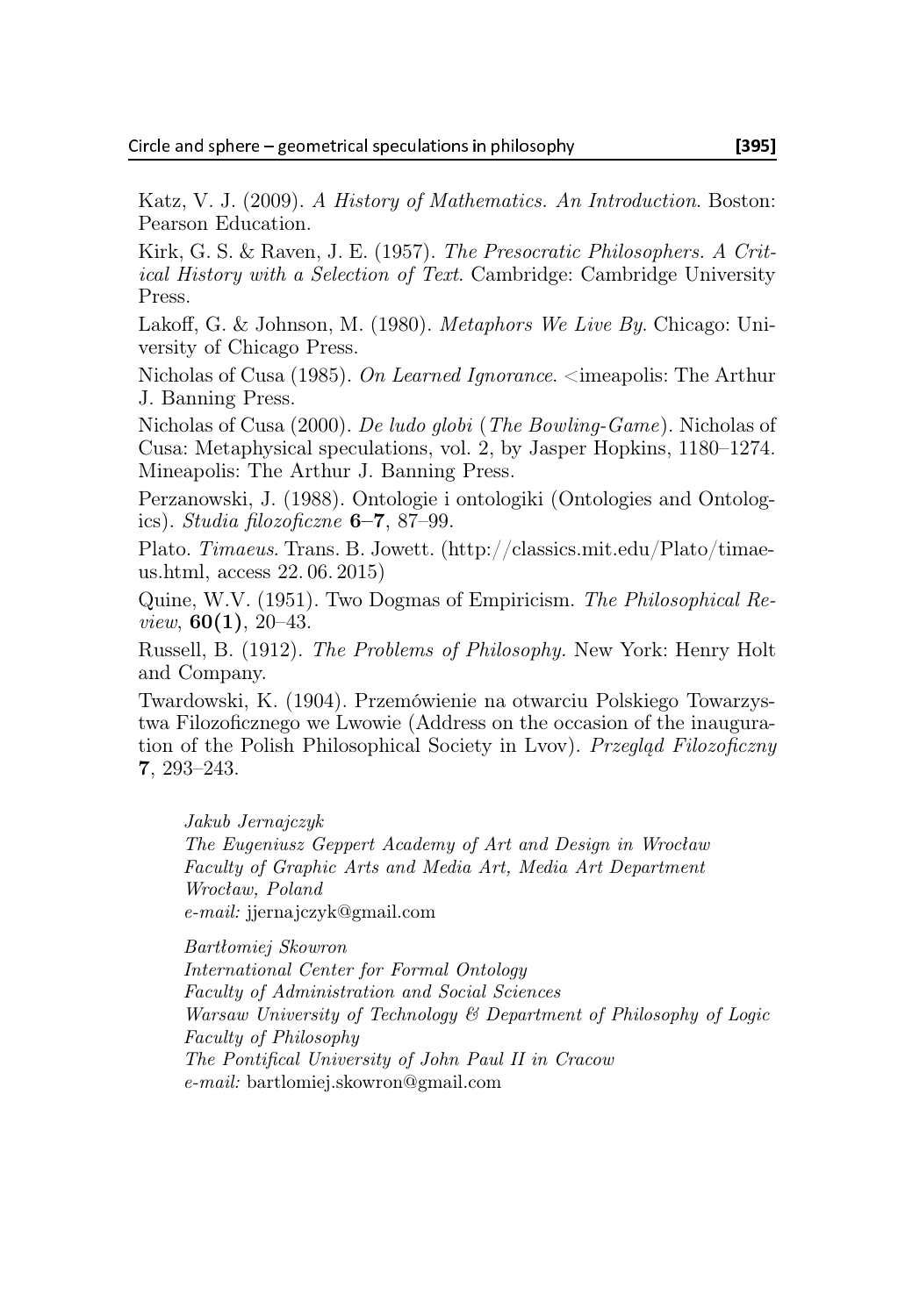Katz, V. J. (2009). *A History of Mathematics. An Introduction*. Boston: Pearson Education.

Kirk, G. S. & Raven, J. E. (1957). *The Presocratic Philosophers. A Critical History with a Selection of Text*. Cambridge: Cambridge University Press.

Lakoff, G. & Johnson, M. (1980). *Metaphors We Live By*. Chicago: University of Chicago Press.

Nicholas of Cusa (1985). *On Learned Ignorance*. <imeapolis: The Arthur J. Banning Press.

Nicholas of Cusa (2000). *De ludo globi* (*The Bowling-Game*). Nicholas of Cusa: Metaphysical speculations, vol. 2, by Jasper Hopkins, 1180–1274. Mineapolis: The Arthur J. Banning Press.

Perzanowski, J. (1988). Ontologie i ontologiki (Ontologies and Ontologics). *Studia filozoficzne* **6–7**, 87–99.

Plato. *Timaeus*. Trans. B. Jowett. (http://classics.mit.edu/Plato/timaeus.html, access 22. 06. 2015)

Quine, W.V. (1951). Two Dogmas of Empiricism. *The Philosophical Review*, **60(1)**, 20–43.

Russell, B. (1912). *The Problems of Philosophy*. New York: Henry Holt and Company.

Twardowski, K. (1904). Przemówienie na otwarciu Polskiego Towarzystwa Filozoficznego we Lwowie (Address on the occasion of the inauguration of the Polish Philosophical Society in Lvov). *Przegląd Filozoficzny* **7**, 293–243.

*Jakub Jernajczyk*
*The Eugeniusz Geppert Academy of Art and Design in Wrocław*
*Faculty of Graphic Arts and Media Art, Media Art Department*
*Wrocław, Poland*
*e-mail:* jjernajczyk@gmail.com

*Bartłomiej Skowron*
*International Center for Formal Ontology*
*Faculty of Administration and Social Sciences*
*Warsaw University of Technology & Department of Philosophy of Logic*
*Faculty of Philosophy*
*The Pontifical University of John Paul II in Cracow*
*e-mail:* bartlomiej.skowron@gmail.com